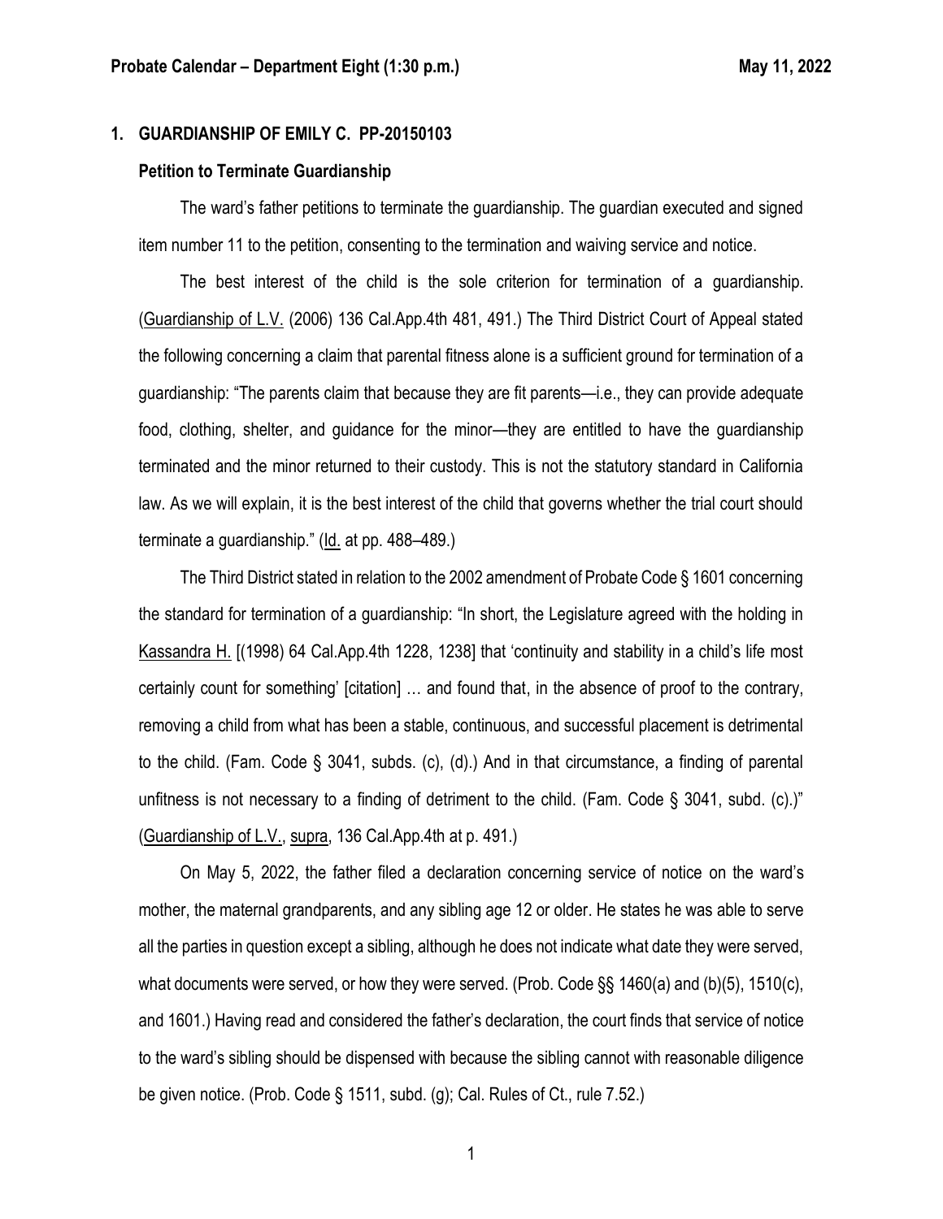**Probate Calendar – Department Eight (1:30 p.m.) May 11, 2022**

## 1. GUARDIANSHIP OF EMILY C. PP-20150103

### Petition to Terminate Guardianship

The ward's father petitions to terminate the guardianship. The guardian executed and signed item number 11 to the petition, consenting to the termination and waiving service and notice.

The best interest of the child is the sole criterion for termination of a guardianship. (Guardianship of L.V. (2006) 136 Cal.App.4th 481, 491.) The Third District Court of Appeal stated the following concerning a claim that parental fitness alone is a sufficient ground for termination of a guardianship: "The parents claim that because they are fit parents—i.e., they can provide adequate food, clothing, shelter, and guidance for the minor—they are entitled to have the guardianship terminated and the minor returned to their custody. This is not the statutory standard in California law. As we will explain, it is the best interest of the child that governs whether the trial court should terminate a guardianship." (Id. at pp. 488–489.)

The Third District stated in relation to the 2002 amendment of Probate Code § 1601 concerning the standard for termination of a guardianship: "In short, the Legislature agreed with the holding in Kassandra H. [(1998) 64 Cal.App.4th 1228, 1238] that 'continuity and stability in a child's life most certainly count for something' [citation] … and found that, in the absence of proof to the contrary, removing a child from what has been a stable, continuous, and successful placement is detrimental to the child. (Fam. Code § 3041, subds. (c), (d).) And in that circumstance, a finding of parental unfitness is not necessary to a finding of detriment to the child. (Fam. Code § 3041, subd. (c).)" (Guardianship of L.V., supra, 136 Cal.App.4th at p. 491.)

On May 5, 2022, the father filed a declaration concerning service of notice on the ward's mother, the maternal grandparents, and any sibling age 12 or older. He states he was able to serve all the parties in question except a sibling, although he does not indicate what date they were served, what documents were served, or how they were served. (Prob. Code §§ 1460(a) and (b)(5), 1510(c), and 1601.) Having read and considered the father's declaration, the court finds that service of notice to the ward's sibling should be dispensed with because the sibling cannot with reasonable diligence be given notice. (Prob. Code § 1511, subd. (g); Cal. Rules of Ct., rule 7.52.)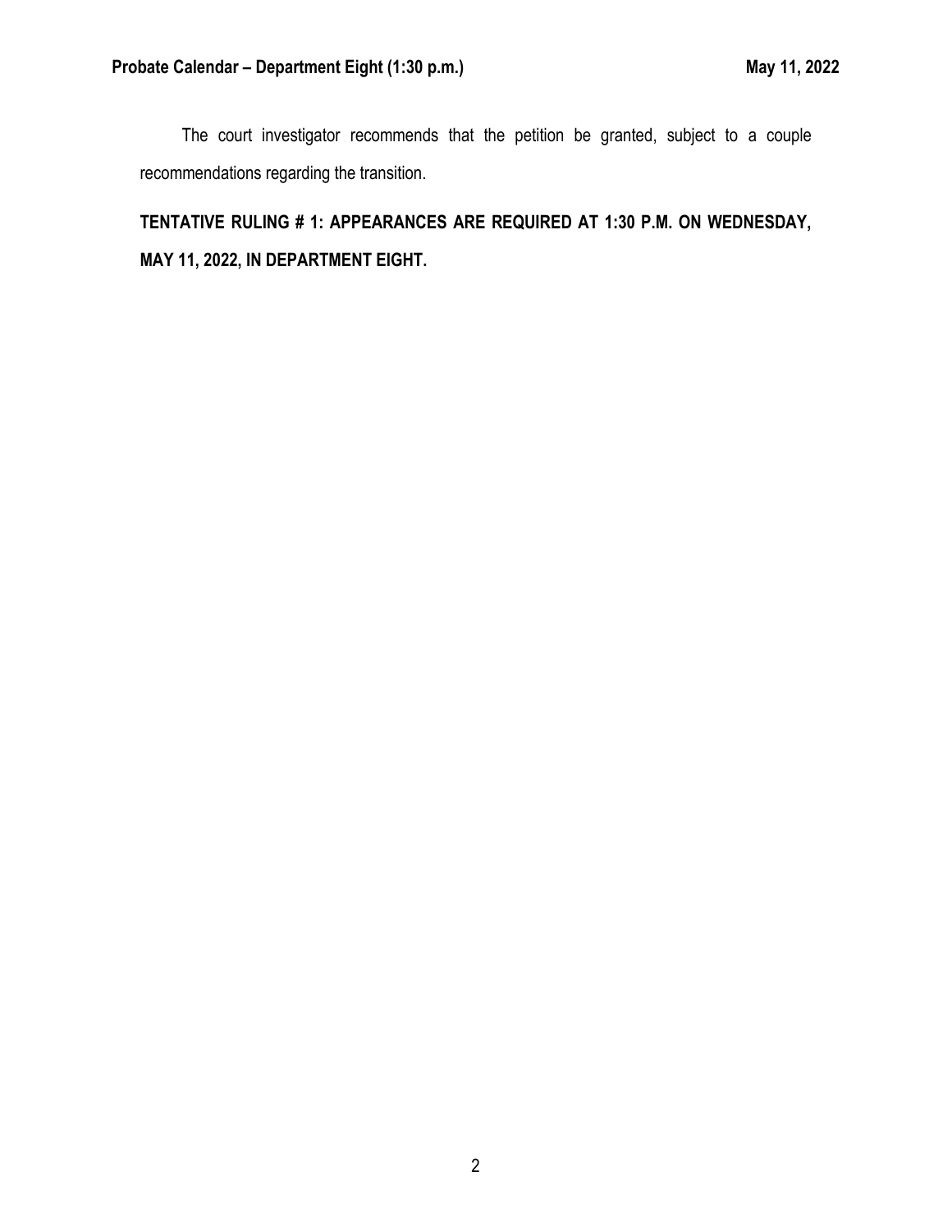The court investigator recommends that the petition be granted, subject to a couple recommendations regarding the transition.

**TENTATIVE RULING # 1: APPEARANCES ARE REQUIRED AT 1:30 P.M. ON WEDNESDAY, MAY 11, 2022, IN DEPARTMENT EIGHT.**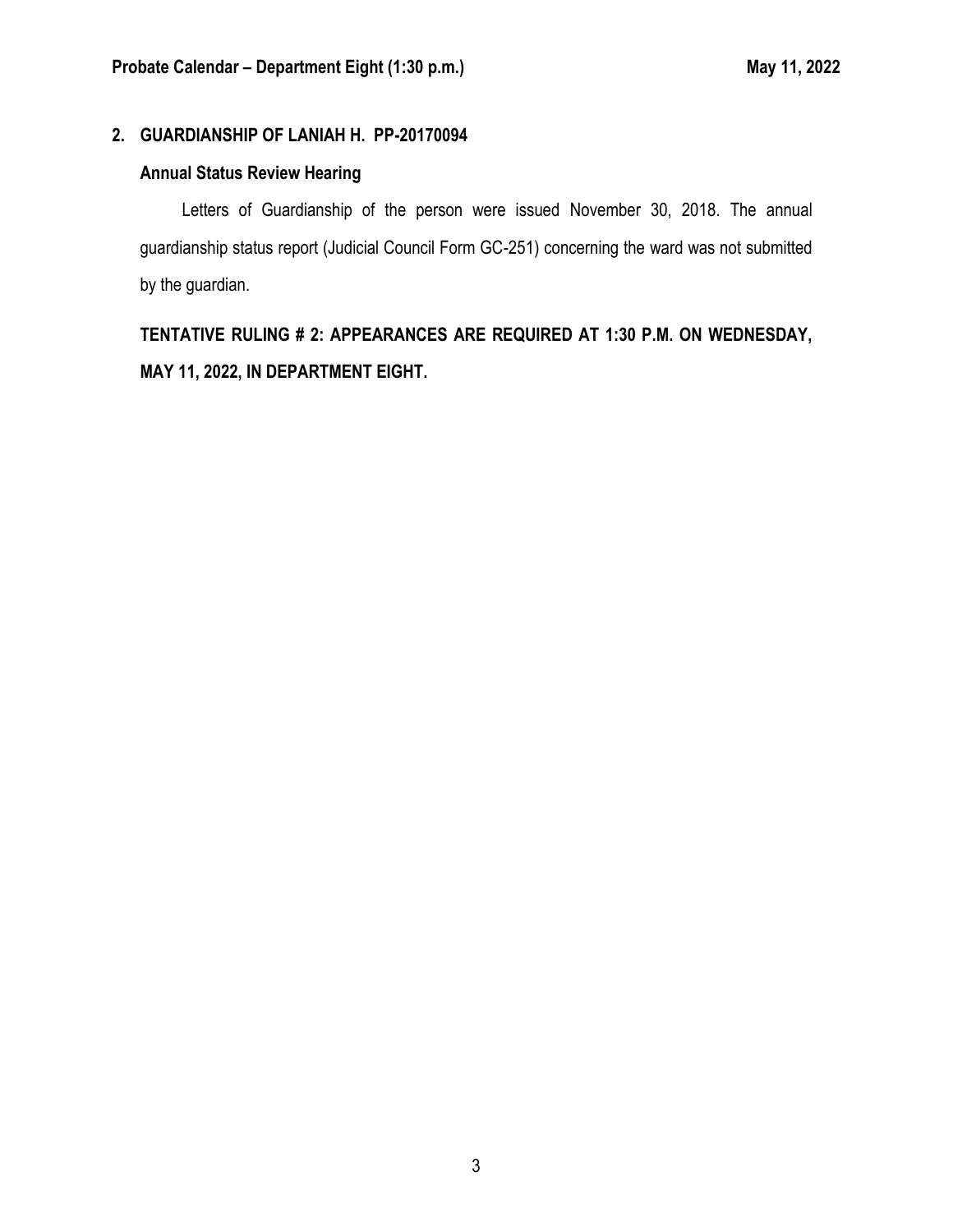## 2. GUARDIANSHIP OF LANIAH H. PP-20170094

### Annual Status Review Hearing

Letters of Guardianship of the person were issued November 30, 2018. The annual guardianship status report (Judicial Council Form GC-251) concerning the ward was not submitted by the guardian.

**TENTATIVE RULING # 2: APPEARANCES ARE REQUIRED AT 1:30 P.M. ON WEDNESDAY, MAY 11, 2022, IN DEPARTMENT EIGHT.**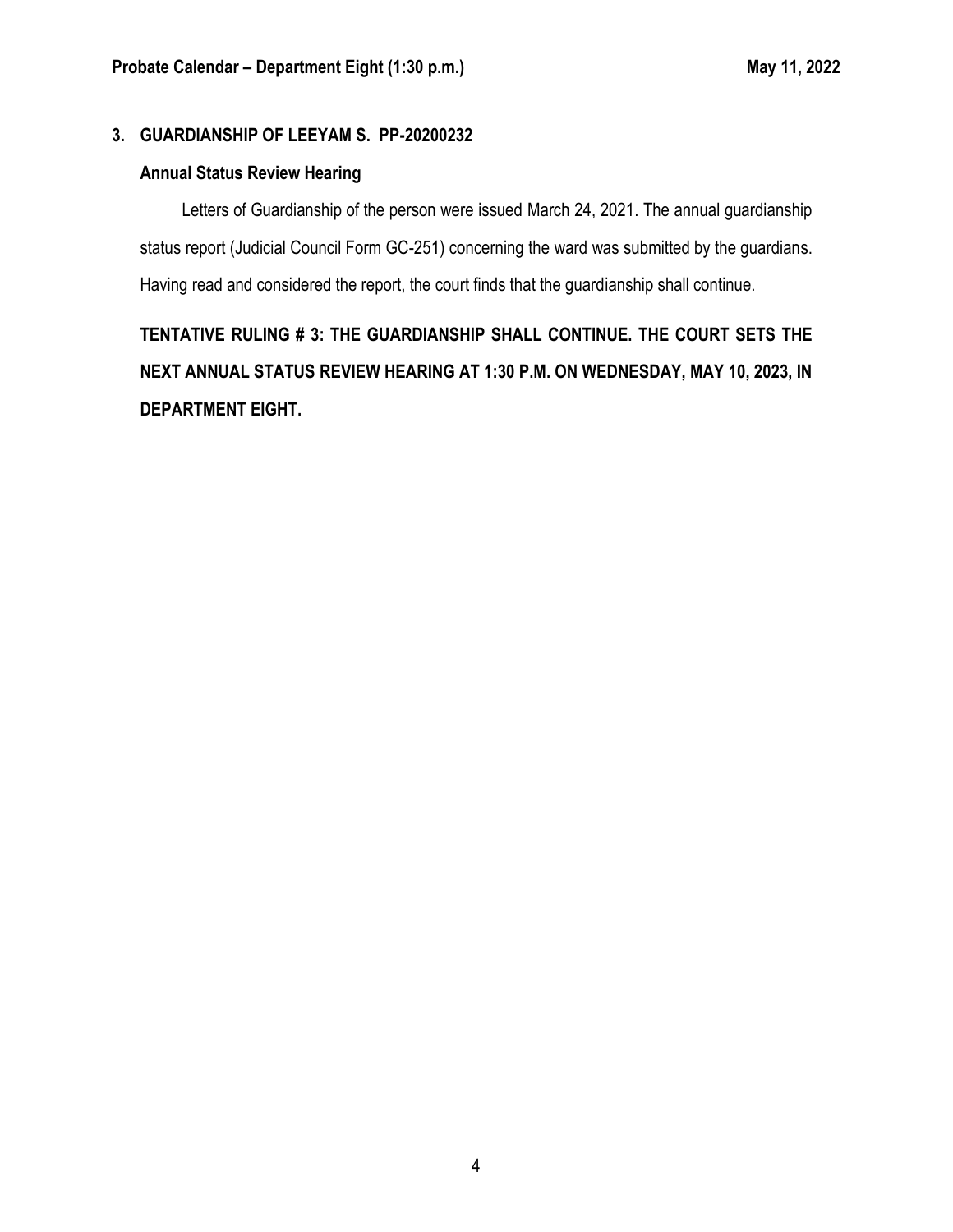### 3. GUARDIANSHIP OF LEEYAM S. PP-20200232

**Annual Status Review Hearing**

Letters of Guardianship of the person were issued March 24, 2021. The annual guardianship status report (Judicial Council Form GC-251) concerning the ward was submitted by the guardians. Having read and considered the report, the court finds that the guardianship shall continue.

**TENTATIVE RULING # 3: THE GUARDIANSHIP SHALL CONTINUE. THE COURT SETS THE NEXT ANNUAL STATUS REVIEW HEARING AT 1:30 P.M. ON WEDNESDAY, MAY 10, 2023, IN DEPARTMENT EIGHT.**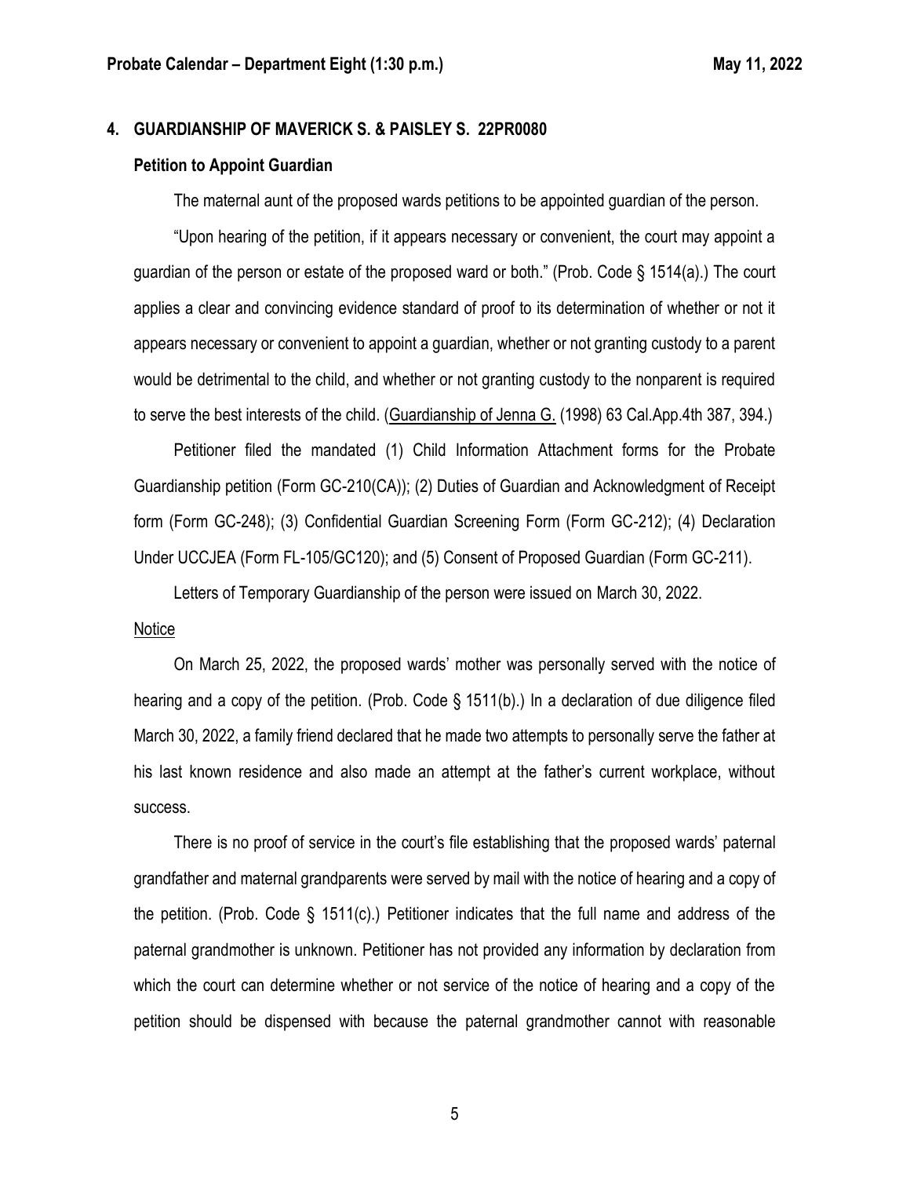## 4. GUARDIANSHIP OF MAVERICK S. & PAISLEY S. 22PR0080

### Petition to Appoint Guardian

The maternal aunt of the proposed wards petitions to be appointed guardian of the person.

"Upon hearing of the petition, if it appears necessary or convenient, the court may appoint a guardian of the person or estate of the proposed ward or both." (Prob. Code § 1514(a).) The court applies a clear and convincing evidence standard of proof to its determination of whether or not it appears necessary or convenient to appoint a guardian, whether or not granting custody to a parent would be detrimental to the child, and whether or not granting custody to the nonparent is required to serve the best interests of the child. (Guardianship of Jenna G. (1998) 63 Cal.App.4th 387, 394.)

Petitioner filed the mandated (1) Child Information Attachment forms for the Probate Guardianship petition (Form GC-210(CA)); (2) Duties of Guardian and Acknowledgment of Receipt form (Form GC-248); (3) Confidential Guardian Screening Form (Form GC-212); (4) Declaration Under UCCJEA (Form FL-105/GC120); and (5) Consent of Proposed Guardian (Form GC-211).

Letters of Temporary Guardianship of the person were issued on March 30, 2022.

Notice

On March 25, 2022, the proposed wards' mother was personally served with the notice of hearing and a copy of the petition. (Prob. Code § 1511(b).) In a declaration of due diligence filed March 30, 2022, a family friend declared that he made two attempts to personally serve the father at his last known residence and also made an attempt at the father's current workplace, without success.

There is no proof of service in the court's file establishing that the proposed wards' paternal grandfather and maternal grandparents were served by mail with the notice of hearing and a copy of the petition. (Prob. Code § 1511(c).) Petitioner indicates that the full name and address of the paternal grandmother is unknown. Petitioner has not provided any information by declaration from which the court can determine whether or not service of the notice of hearing and a copy of the petition should be dispensed with because the paternal grandmother cannot with reasonable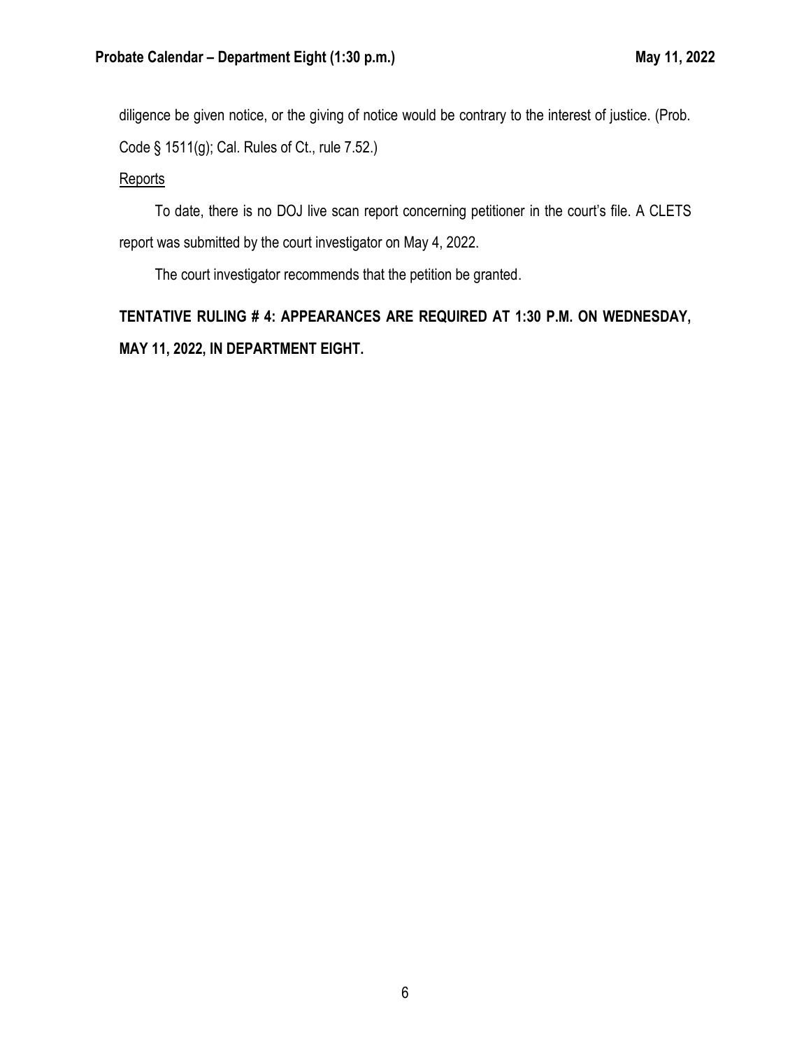diligence be given notice, or the giving of notice would be contrary to the interest of justice. (Prob. Code § 1511(g); Cal. Rules of Ct., rule 7.52.)

Reports

To date, there is no DOJ live scan report concerning petitioner in the court's file. A CLETS report was submitted by the court investigator on May 4, 2022.

The court investigator recommends that the petition be granted.

**TENTATIVE RULING # 4: APPEARANCES ARE REQUIRED AT 1:30 P.M. ON WEDNESDAY, MAY 11, 2022, IN DEPARTMENT EIGHT.**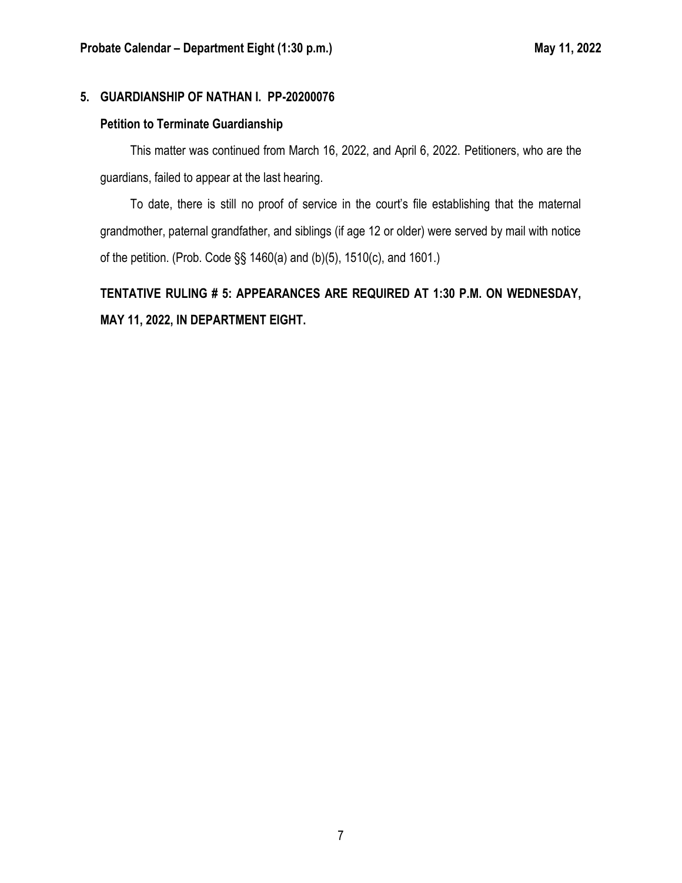## 5. GUARDIANSHIP OF NATHAN I. PP-20200076

### Petition to Terminate Guardianship

This matter was continued from March 16, 2022, and April 6, 2022. Petitioners, who are the guardians, failed to appear at the last hearing.

To date, there is still no proof of service in the court's file establishing that the maternal grandmother, paternal grandfather, and siblings (if age 12 or older) were served by mail with notice of the petition. (Prob. Code §§ 1460(a) and (b)(5), 1510(c), and 1601.)

**TENTATIVE RULING # 5: APPEARANCES ARE REQUIRED AT 1:30 P.M. ON WEDNESDAY, MAY 11, 2022, IN DEPARTMENT EIGHT.**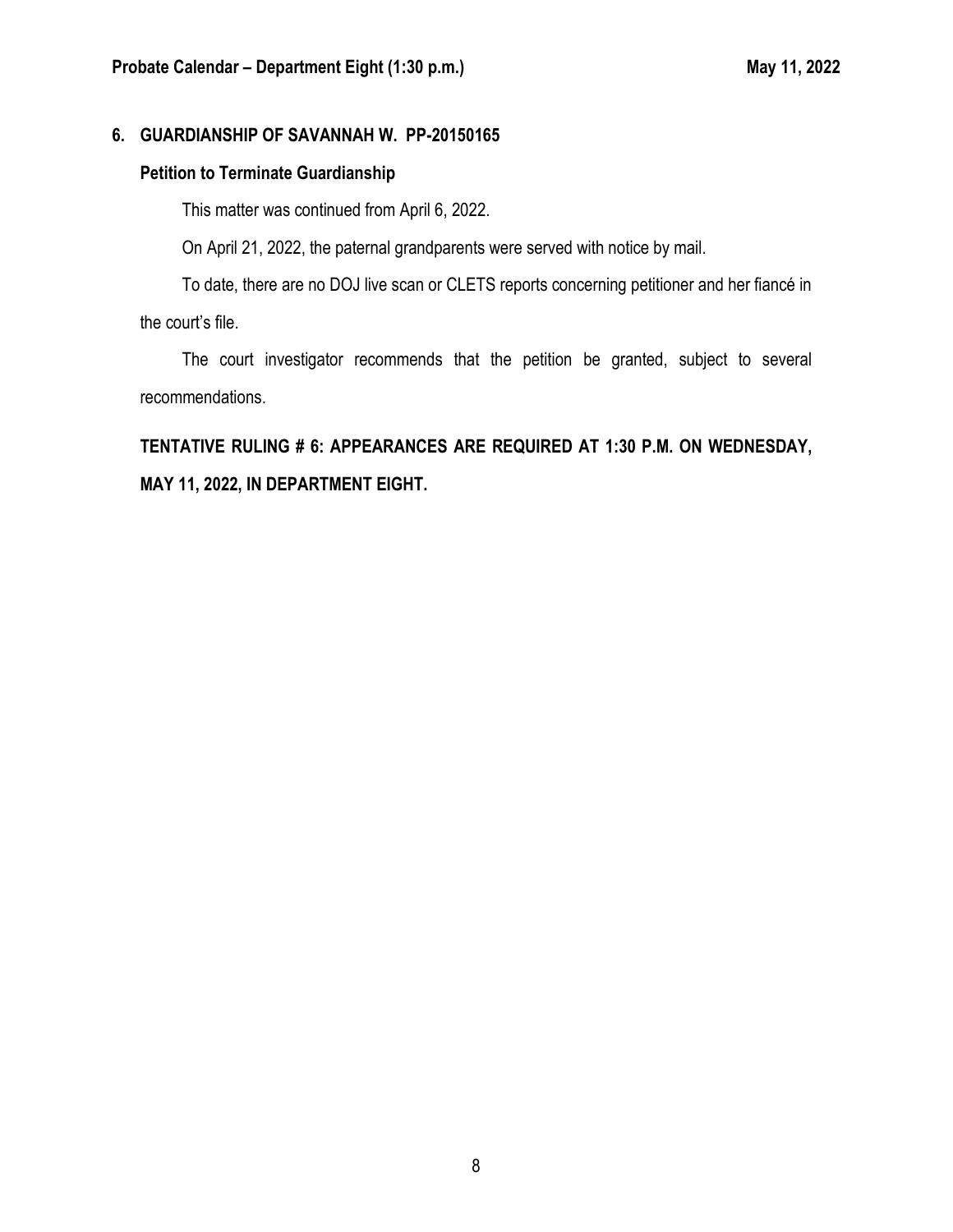## 6. GUARDIANSHIP OF SAVANNAH W. PP-20150165

### Petition to Terminate Guardianship

This matter was continued from April 6, 2022.

On April 21, 2022, the paternal grandparents were served with notice by mail.

To date, there are no DOJ live scan or CLETS reports concerning petitioner and her fiancé in the court's file.

The court investigator recommends that the petition be granted, subject to several recommendations.

**TENTATIVE RULING # 6: APPEARANCES ARE REQUIRED AT 1:30 P.M. ON WEDNESDAY, MAY 11, 2022, IN DEPARTMENT EIGHT.**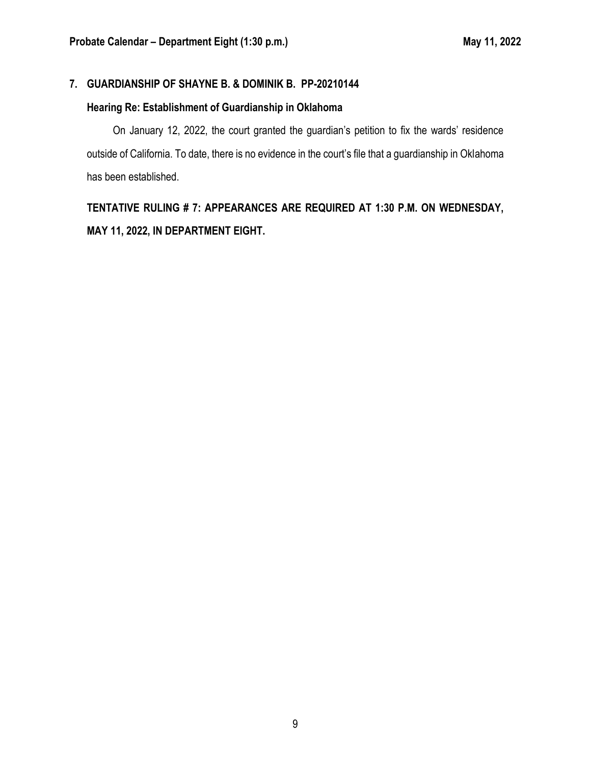## 7. GUARDIANSHIP OF SHAYNE B. & DOMINIK B. PP-20210144

### Hearing Re: Establishment of Guardianship in Oklahoma

On January 12, 2022, the court granted the guardian's petition to fix the wards' residence outside of California. To date, there is no evidence in the court's file that a guardianship in Oklahoma has been established.

**TENTATIVE RULING # 7: APPEARANCES ARE REQUIRED AT 1:30 P.M. ON WEDNESDAY, MAY 11, 2022, IN DEPARTMENT EIGHT.**